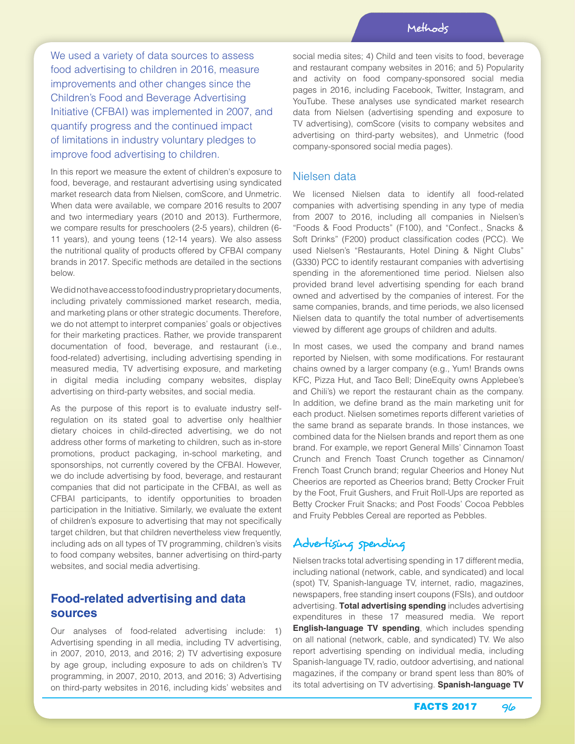# Methods

We used a variety of data sources to assess food advertising to children in 2016, measure improvements and other changes since the Children's Food and Beverage Advertising Initiative (CFBAI) was implemented in 2007, and quantify progress and the continued impact of limitations in industry voluntary pledges to improve food advertising to children.

In this report we measure the extent of children's exposure to food, beverage, and restaurant advertising using syndicated market research data from Nielsen, comScore, and Unmetric. When data were available, we compare 2016 results to 2007 and two intermediary years (2010 and 2013). Furthermore, we compare results for preschoolers (2-5 years), children (6-11 years), and young teens (12-14 years). We also assess the nutritional quality of products offered by CFBAI company brands in 2017. Specific methods are detailed in the sections below.

We did not have access to food industry proprietary documents, including privately commissioned market research, media, and marketing plans or other strategic documents. Therefore, we do not attempt to interpret companies' goals or objectives for their marketing practices. Rather, we provide transparent documentation of food, beverage, and restaurant (i.e., food-related) advertising, including advertising spending in measured media, TV advertising exposure, and marketing in digital media including company websites, display advertising on third-party websites, and social media.

As the purpose of this report is to evaluate industry self-regulation on its stated goal to advertise only healthier dietary choices in child-directed advertising, we do not address other forms of marketing to children, such as in-store promotions, product packaging, in-school marketing, and sponsorships, not currently covered by the CFBAI. However, we do include advertising by food, beverage, and restaurant companies that did not participate in the CFBAI, as well as CFBAI participants, to identify opportunities to broaden participation in the Initiative. Similarly, we evaluate the extent of children's exposure to advertising that may not specifically target children, but that children nevertheless view frequently, including ads on all types of TV programming, children's visits to food company websites, banner advertising on third-party websites, and social media advertising.

## Food-related advertising and data sources

Our analyses of food-related advertising include: 1) Advertising spending in all media, including TV advertising, in 2007, 2010, 2013, and 2016; 2) TV advertising exposure by age group, including exposure to ads on children's TV programming, in 2007, 2010, 2013, and 2016; 3) Advertising on third-party websites in 2016, including kids' websites and social media sites; 4) Child and teen visits to food, beverage and restaurant company websites in 2016; and 5) Popularity and activity on food company-sponsored social media pages in 2016, including Facebook, Twitter, Instagram, and YouTube. These analyses use syndicated market research data from Nielsen (advertising spending and exposure to TV advertising), comScore (visits to company websites and advertising on third-party websites), and Unmetric (food company-sponsored social media pages).

### Nielsen data

We licensed Nielsen data to identify all food-related companies with advertising spending in any type of media from 2007 to 2016, including all companies in Nielsen's "Foods & Food Products" (F100), and "Confect., Snacks & Soft Drinks" (F200) product classification codes (PCC). We used Nielsen's "Restaurants, Hotel Dining & Night Clubs" (G330) PCC to identify restaurant companies with advertising spending in the aforementioned time period. Nielsen also provided brand level advertising spending for each brand owned and advertised by the companies of interest. For the same companies, brands, and time periods, we also licensed Nielsen data to quantify the total number of advertisements viewed by different age groups of children and adults.

In most cases, we used the company and brand names reported by Nielsen, with some modifications. For restaurant chains owned by a larger company (e.g., Yum! Brands owns KFC, Pizza Hut, and Taco Bell; DineEquity owns Applebee's and Chili's) we report the restaurant chain as the company. In addition, we define brand as the main marketing unit for each product. Nielsen sometimes reports different varieties of the same brand as separate brands. In those instances, we combined data for the Nielsen brands and report them as one brand. For example, we report General Mills' Cinnamon Toast Crunch and French Toast Crunch together as Cinnamon/French Toast Crunch brand; regular Cheerios and Honey Nut Cheerios are reported as Cheerios brand; Betty Crocker Fruit by the Foot, Fruit Gushers, and Fruit Roll-Ups are reported as Betty Crocker Fruit Snacks; and Post Foods' Cocoa Pebbles and Fruity Pebbles Cereal are reported as Pebbles.

## Advertising spending

Nielsen tracks total advertising spending in 17 different media, including national (network, cable, and syndicated) and local (spot) TV, Spanish-language TV, internet, radio, magazines, newspapers, free standing insert coupons (FSIs), and outdoor advertising. **Total advertising spending** includes advertising expenditures in these 17 measured media. We report **English-language TV spending**, which includes spending on all national (network, cable, and syndicated) TV. We also report advertising spending on individual media, including Spanish-language TV, radio, outdoor advertising, and national magazines, if the company or brand spent less than 80% of its total advertising on TV advertising. **Spanish-language TV**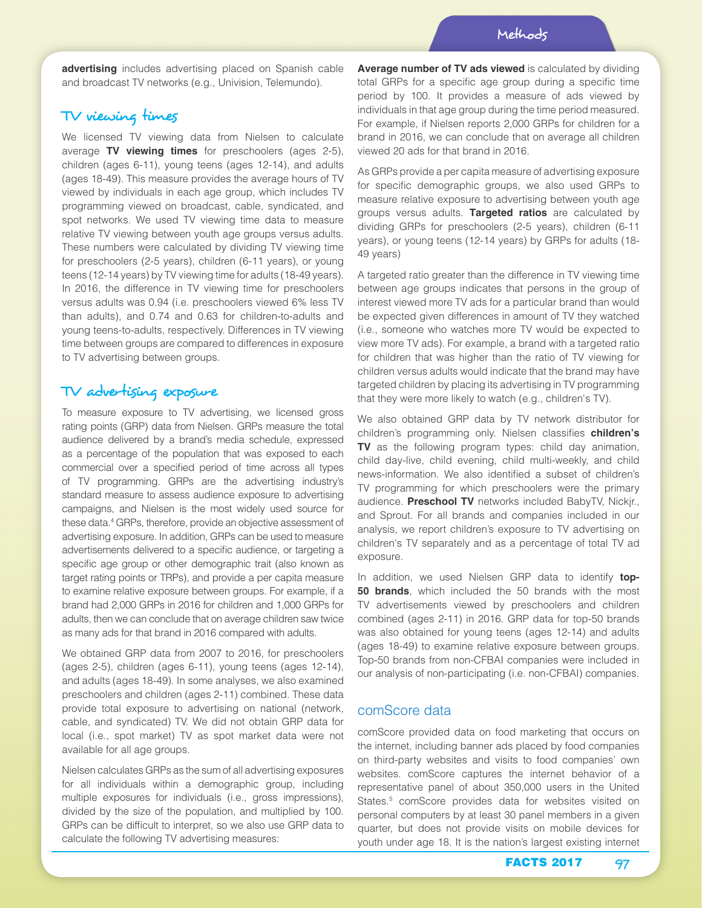**advertising** includes advertising placed on Spanish cable and broadcast TV networks (e.g., Univision, Telemundo).

## TV viewing times

We licensed TV viewing data from Nielsen to calculate average **TV viewing times** for preschoolers (ages 2-5), children (ages 6-11), young teens (ages 12-14), and adults (ages 18-49). This measure provides the average hours of TV viewed by individuals in each age group, which includes TV programming viewed on broadcast, cable, syndicated, and spot networks. We used TV viewing time data to measure relative TV viewing between youth age groups versus adults. These numbers were calculated by dividing TV viewing time for preschoolers (2-5 years), children (6-11 years), or young teens (12-14 years) by TV viewing time for adults (18-49 years). In 2016, the difference in TV viewing time for preschoolers versus adults was 0.94 (i.e. preschoolers viewed 6% less TV than adults), and 0.74 and 0.63 for children-to-adults and young teens-to-adults, respectively. Differences in TV viewing time between groups are compared to differences in exposure to TV advertising between groups.

## TV advertising exposure

To measure exposure to TV advertising, we licensed gross rating points (GRP) data from Nielsen. GRPs measure the total audience delivered by a brand's media schedule, expressed as a percentage of the population that was exposed to each commercial over a specified period of time across all types of TV programming. GRPs are the advertising industry's standard measure to assess audience exposure to advertising campaigns, and Nielsen is the most widely used source for these data.[4] GRPs, therefore, provide an objective assessment of advertising exposure. In addition, GRPs can be used to measure advertisements delivered to a specific audience, or targeting a specific age group or other demographic trait (also known as target rating points or TRPs), and provide a per capita measure to examine relative exposure between groups. For example, if a brand had 2,000 GRPs in 2016 for children and 1,000 GRPs for adults, then we can conclude that on average children saw twice as many ads for that brand in 2016 compared with adults.

We obtained GRP data from 2007 to 2016, for preschoolers (ages 2-5), children (ages 6-11), young teens (ages 12-14), and adults (ages 18-49). In some analyses, we also examined preschoolers and children (ages 2-11) combined. These data provide total exposure to advertising on national (network, cable, and syndicated) TV. We did not obtain GRP data for local (i.e., spot market) TV as spot market data were not available for all age groups.

Nielsen calculates GRPs as the sum of all advertising exposures for all individuals within a demographic group, including multiple exposures for individuals (i.e., gross impressions), divided by the size of the population, and multiplied by 100. GRPs can be difficult to interpret, so we also use GRP data to calculate the following TV advertising measures:

**Average number of TV ads viewed** is calculated by dividing total GRPs for a specific age group during a specific time period by 100. It provides a measure of ads viewed by individuals in that age group during the time period measured. For example, if Nielsen reports 2,000 GRPs for children for a brand in 2016, we can conclude that on average all children viewed 20 ads for that brand in 2016.

As GRPs provide a per capita measure of advertising exposure for specific demographic groups, we also used GRPs to measure relative exposure to advertising between youth age groups versus adults. **Targeted ratios** are calculated by dividing GRPs for preschoolers (2-5 years), children (6-11 years), or young teens (12-14 years) by GRPs for adults (18-49 years)

A targeted ratio greater than the difference in TV viewing time between age groups indicates that persons in the group of interest viewed more TV ads for a particular brand than would be expected given differences in amount of TV they watched (i.e., someone who watches more TV would be expected to view more TV ads). For example, a brand with a targeted ratio for children that was higher than the ratio of TV viewing for children versus adults would indicate that the brand may have targeted children by placing its advertising in TV programming that they were more likely to watch (e.g., children's TV).

We also obtained GRP data by TV network distributor for children's programming only. Nielsen classifies **children's TV** as the following program types: child day animation, child day-live, child evening, child multi-weekly, and child news-information. We also identified a subset of children's TV programming for which preschoolers were the primary audience. **Preschool TV** networks included BabyTV, Nickjr., and Sprout. For all brands and companies included in our analysis, we report children's exposure to TV advertising on children's TV separately and as a percentage of total TV ad exposure.

In addition, we used Nielsen GRP data to identify **top-50 brands**, which included the 50 brands with the most TV advertisements viewed by preschoolers and children combined (ages 2-11) in 2016. GRP data for top-50 brands was also obtained for young teens (ages 12-14) and adults (ages 18-49) to examine relative exposure between groups. Top-50 brands from non-CFBAI companies were included in our analysis of non-participating (i.e. non-CFBAI) companies.

## comScore data

comScore provided data on food marketing that occurs on the internet, including banner ads placed by food companies on third-party websites and visits to food companies' own websites. comScore captures the internet behavior of a representative panel of about 350,000 users in the United States.[5] comScore provides data for websites visited on personal computers by at least 30 panel members in a given quarter, but does not provide visits on mobile devices for youth under age 18. It is the nation's largest existing internet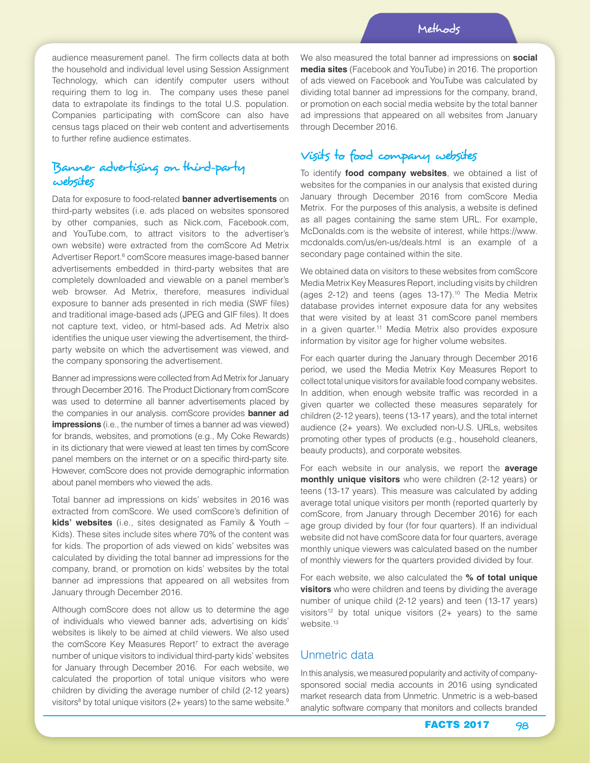audience measurement panel. The firm collects data at both the household and individual level using Session Assignment Technology, which can identify computer users without requiring them to log in. The company uses these panel data to extrapolate its findings to the total U.S. population. Companies participating with comScore can also have census tags placed on their web content and advertisements to further refine audience estimates.

## Banner advertising on third-party websites

Data for exposure to food-related **banner advertisements** on third-party websites (i.e. ads placed on websites sponsored by other companies, such as Nick.com, Facebook.com, and YouTube.com, to attract visitors to the advertiser's own website) were extracted from the comScore Ad Metrix Advertiser Report.[6] comScore measures image-based banner advertisements embedded in third-party websites that are completely downloaded and viewable on a panel member's web browser. Ad Metrix, therefore, measures individual exposure to banner ads presented in rich media (SWF files) and traditional image-based ads (JPEG and GIF files). It does not capture text, video, or html-based ads. Ad Metrix also identifies the unique user viewing the advertisement, the third-party website on which the advertisement was viewed, and the company sponsoring the advertisement.

Banner ad impressions were collected from Ad Metrix for January through December 2016. The Product Dictionary from comScore was used to determine all banner advertisements placed by the companies in our analysis. comScore provides **banner ad impressions** (i.e., the number of times a banner ad was viewed) for brands, websites, and promotions (e.g., My Coke Rewards) in its dictionary that were viewed at least ten times by comScore panel members on the internet or on a specific third-party site. However, comScore does not provide demographic information about panel members who viewed the ads.

Total banner ad impressions on kids' websites in 2016 was extracted from comScore. We used comScore's definition of **kids' websites** (i.e., sites designated as Family & Youth – Kids). These sites include sites where 70% of the content was for kids. The proportion of ads viewed on kids' websites was calculated by dividing the total banner ad impressions for the company, brand, or promotion on kids' websites by the total banner ad impressions that appeared on all websites from January through December 2016.

Although comScore does not allow us to determine the age of individuals who viewed banner ads, advertising on kids' websites is likely to be aimed at child viewers. We also used the comScore Key Measures Report[7] to extract the average number of unique visitors to individual third-party kids' websites for January through December 2016. For each website, we calculated the proportion of total unique visitors who were children by dividing the average number of child (2-12 years) visitors[8] by total unique visitors (2+ years) to the same website.[9]

We also measured the total banner ad impressions on **social media sites** (Facebook and YouTube) in 2016. The proportion of ads viewed on Facebook and YouTube was calculated by dividing total banner ad impressions for the company, brand, or promotion on each social media website by the total banner ad impressions that appeared on all websites from January through December 2016.

## Visits to food company websites

To identify **food company websites**, we obtained a list of websites for the companies in our analysis that existed during January through December 2016 from comScore Media Metrix. For the purposes of this analysis, a website is defined as all pages containing the same stem URL. For example, McDonalds.com is the website of interest, while https://www.mcdonalds.com/us/en-us/deals.html is an example of a secondary page contained within the site.

We obtained data on visitors to these websites from comScore Media Metrix Key Measures Report, including visits by children (ages 2-12) and teens (ages 13-17).[10] The Media Metrix database provides internet exposure data for any websites that were visited by at least 31 comScore panel members in a given quarter.[11] Media Metrix also provides exposure information by visitor age for higher volume websites.

For each quarter during the January through December 2016 period, we used the Media Metrix Key Measures Report to collect total unique visitors for available food company websites. In addition, when enough website traffic was recorded in a given quarter we collected these measures separately for children (2-12 years), teens (13-17 years), and the total internet audience (2+ years). We excluded non-U.S. URLs, websites promoting other types of products (e.g., household cleaners, beauty products), and corporate websites.

For each website in our analysis, we report the **average monthly unique visitors** who were children (2-12 years) or teens (13-17 years). This measure was calculated by adding average total unique visitors per month (reported quarterly by comScore, from January through December 2016) for each age group divided by four (for four quarters). If an individual website did not have comScore data for four quarters, average monthly unique viewers was calculated based on the number of monthly viewers for the quarters provided divided by four.

For each website, we also calculated the **% of total unique visitors** who were children and teens by dividing the average number of unique child (2-12 years) and teen (13-17 years) visitors[12] by total unique visitors (2+ years) to the same website.[13]

## Unmetric data

In this analysis, we measured popularity and activity of company-sponsored social media accounts in 2016 using syndicated market research data from Unmetric. Unmetric is a web-based analytic software company that monitors and collects branded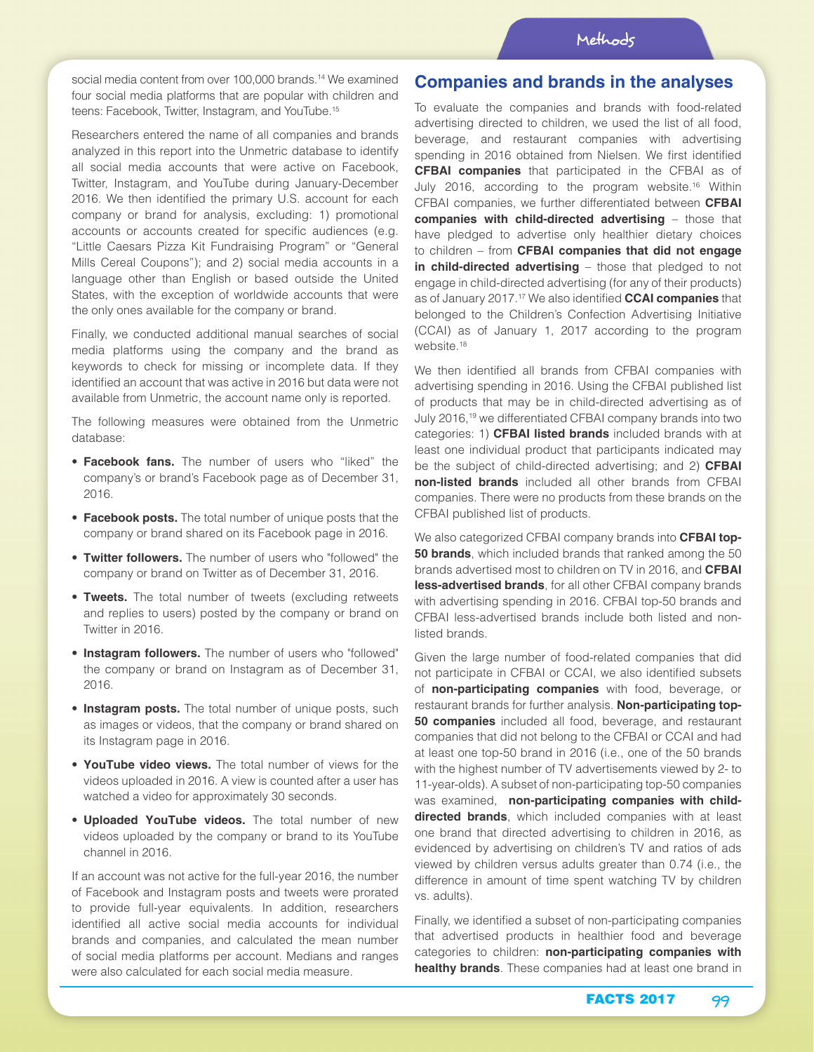social media content from over 100,000 brands.[14] We examined four social media platforms that are popular with children and teens: Facebook, Twitter, Instagram, and YouTube.[15]

Researchers entered the name of all companies and brands analyzed in this report into the Unmetric database to identify all social media accounts that were active on Facebook, Twitter, Instagram, and YouTube during January-December 2016. We then identified the primary U.S. account for each company or brand for analysis, excluding: 1) promotional accounts or accounts created for specific audiences (e.g. "Little Caesars Pizza Kit Fundraising Program" or "General Mills Cereal Coupons"); and 2) social media accounts in a language other than English or based outside the United States, with the exception of worldwide accounts that were the only ones available for the company or brand.

Finally, we conducted additional manual searches of social media platforms using the company and the brand as keywords to check for missing or incomplete data. If they identified an account that was active in 2016 but data were not available from Unmetric, the account name only is reported.

The following measures were obtained from the Unmetric database:

- **Facebook fans.** The number of users who "liked" the company's or brand's Facebook page as of December 31, 2016.
- **Facebook posts.** The total number of unique posts that the company or brand shared on its Facebook page in 2016.
- **Twitter followers.** The number of users who "followed" the company or brand on Twitter as of December 31, 2016.
- **Tweets.** The total number of tweets (excluding retweets and replies to users) posted by the company or brand on Twitter in 2016.
- **Instagram followers.** The number of users who "followed" the company or brand on Instagram as of December 31, 2016.
- **Instagram posts.** The total number of unique posts, such as images or videos, that the company or brand shared on its Instagram page in 2016.
- **YouTube video views.** The total number of views for the videos uploaded in 2016. A view is counted after a user has watched a video for approximately 30 seconds.
- **Uploaded YouTube videos.** The total number of new videos uploaded by the company or brand to its YouTube channel in 2016.

If an account was not active for the full-year 2016, the number of Facebook and Instagram posts and tweets were prorated to provide full-year equivalents. In addition, researchers identified all active social media accounts for individual brands and companies, and calculated the mean number of social media platforms per account. Medians and ranges were also calculated for each social media measure.

## Companies and brands in the analyses

To evaluate the companies and brands with food-related advertising directed to children, we used the list of all food, beverage, and restaurant companies with advertising spending in 2016 obtained from Nielsen. We first identified **CFBAI companies** that participated in the CFBAI as of July 2016, according to the program website.[16] Within CFBAI companies, we further differentiated between **CFBAI companies with child-directed advertising** – those that have pledged to advertise only healthier dietary choices to children – from **CFBAI companies that did not engage in child-directed advertising** – those that pledged to not engage in child-directed advertising (for any of their products) as of January 2017.[17] We also identified **CCAI companies** that belonged to the Children's Confection Advertising Initiative (CCAI) as of January 1, 2017 according to the program website.[18]

We then identified all brands from CFBAI companies with advertising spending in 2016. Using the CFBAI published list of products that may be in child-directed advertising as of July 2016,[19] we differentiated CFBAI company brands into two categories: 1) **CFBAI listed brands** included brands with at least one individual product that participants indicated may be the subject of child-directed advertising; and 2) **CFBAI non-listed brands** included all other brands from CFBAI companies. There were no products from these brands on the CFBAI published list of products.

We also categorized CFBAI company brands into **CFBAI top-50 brands**, which included brands that ranked among the 50 brands advertised most to children on TV in 2016, and **CFBAI less-advertised brands**, for all other CFBAI company brands with advertising spending in 2016. CFBAI top-50 brands and CFBAI less-advertised brands include both listed and non-listed brands.

Given the large number of food-related companies that did not participate in CFBAI or CCAI, we also identified subsets of **non-participating companies** with food, beverage, or restaurant brands for further analysis. **Non-participating top-50 companies** included all food, beverage, and restaurant companies that did not belong to the CFBAI or CCAI and had at least one top-50 brand in 2016 (i.e., one of the 50 brands with the highest number of TV advertisements viewed by 2- to 11-year-olds). A subset of non-participating top-50 companies was examined, **non-participating companies with child-directed brands**, which included companies with at least one brand that directed advertising to children in 2016, as evidenced by advertising on children's TV and ratios of ads viewed by children versus adults greater than 0.74 (i.e., the difference in amount of time spent watching TV by children vs. adults).

Finally, we identified a subset of non-participating companies that advertised products in healthier food and beverage categories to children: **non-participating companies with healthy brands**. These companies had at least one brand in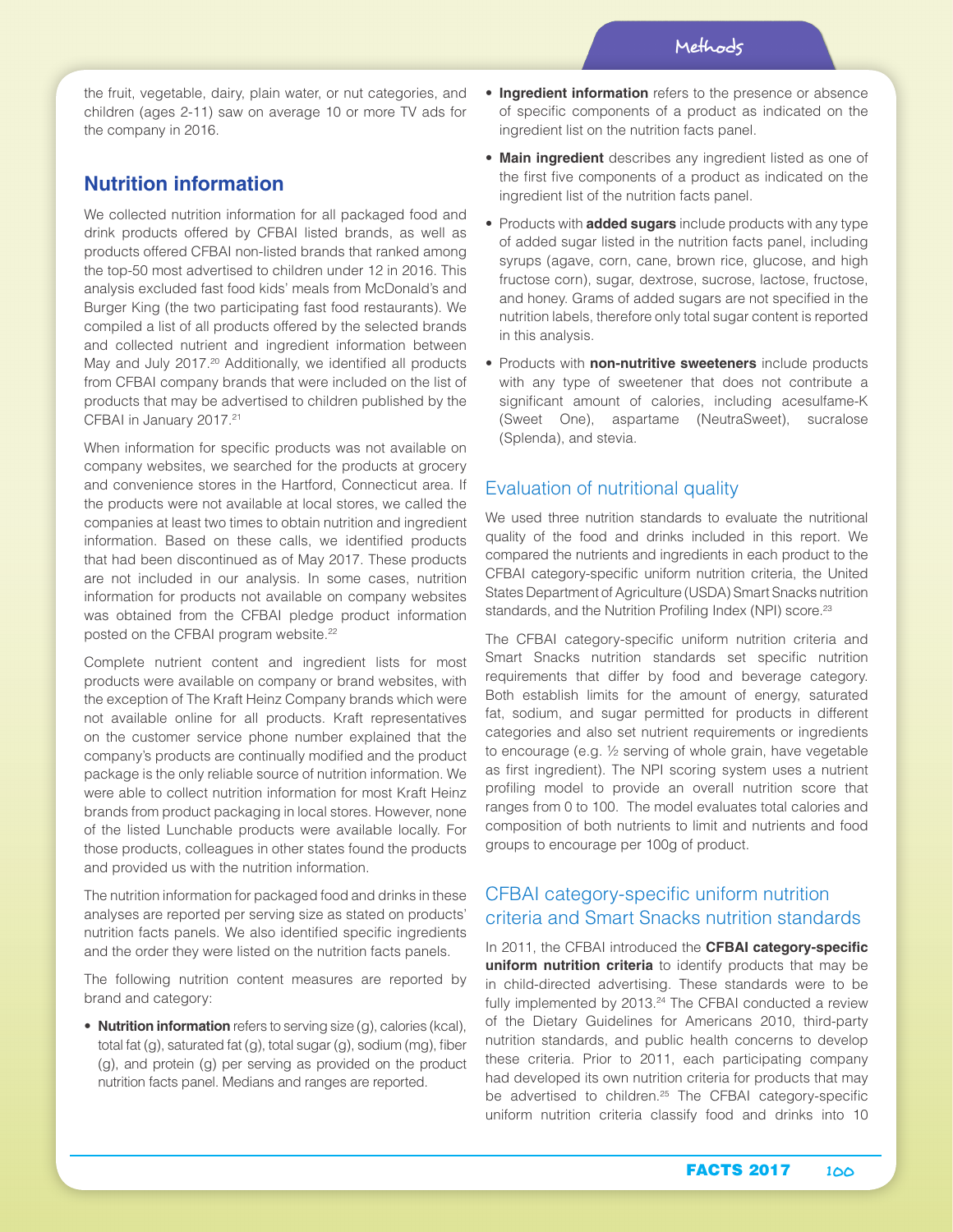the fruit, vegetable, dairy, plain water, or nut categories, and children (ages 2-11) saw on average 10 or more TV ads for the company in 2016.

## Nutrition information

We collected nutrition information for all packaged food and drink products offered by CFBAI listed brands, as well as products offered CFBAI non-listed brands that ranked among the top-50 most advertised to children under 12 in 2016. This analysis excluded fast food kids' meals from McDonald's and Burger King (the two participating fast food restaurants). We compiled a list of all products offered by the selected brands and collected nutrient and ingredient information between May and July 2017.[20] Additionally, we identified all products from CFBAI company brands that were included on the list of products that may be advertised to children published by the CFBAI in January 2017.[21]

When information for specific products was not available on company websites, we searched for the products at grocery and convenience stores in the Hartford, Connecticut area. If the products were not available at local stores, we called the companies at least two times to obtain nutrition and ingredient information. Based on these calls, we identified products that had been discontinued as of May 2017. These products are not included in our analysis. In some cases, nutrition information for products not available on company websites was obtained from the CFBAI pledge product information posted on the CFBAI program website.[22]

Complete nutrient content and ingredient lists for most products were available on company or brand websites, with the exception of The Kraft Heinz Company brands which were not available online for all products. Kraft representatives on the customer service phone number explained that the company's products are continually modified and the product package is the only reliable source of nutrition information. We were able to collect nutrition information for most Kraft Heinz brands from product packaging in local stores. However, none of the listed Lunchable products were available locally. For those products, colleagues in other states found the products and provided us with the nutrition information.

The nutrition information for packaged food and drinks in these analyses are reported per serving size as stated on products' nutrition facts panels. We also identified specific ingredients and the order they were listed on the nutrition facts panels.

The following nutrition content measures are reported by brand and category:

- **Nutrition information** refers to serving size (g), calories (kcal), total fat (g), saturated fat (g), total sugar (g), sodium (mg), fiber (g), and protein (g) per serving as provided on the product nutrition facts panel. Medians and ranges are reported.
- **Ingredient information** refers to the presence or absence of specific components of a product as indicated on the ingredient list on the nutrition facts panel.
- **Main ingredient** describes any ingredient listed as one of the first five components of a product as indicated on the ingredient list of the nutrition facts panel.
- Products with **added sugars** include products with any type of added sugar listed in the nutrition facts panel, including syrups (agave, corn, cane, brown rice, glucose, and high fructose corn), sugar, dextrose, sucrose, lactose, fructose, and honey. Grams of added sugars are not specified in the nutrition labels, therefore only total sugar content is reported in this analysis.
- Products with **non-nutritive sweeteners** include products with any type of sweetener that does not contribute a significant amount of calories, including acesulfame-K (Sweet One), aspartame (NeutraSweet), sucralose (Splenda), and stevia.

### Evaluation of nutritional quality

We used three nutrition standards to evaluate the nutritional quality of the food and drinks included in this report. We compared the nutrients and ingredients in each product to the CFBAI category-specific uniform nutrition criteria, the United States Department of Agriculture (USDA) Smart Snacks nutrition standards, and the Nutrition Profiling Index (NPI) score.[23]

The CFBAI category-specific uniform nutrition criteria and Smart Snacks nutrition standards set specific nutrition requirements that differ by food and beverage category. Both establish limits for the amount of energy, saturated fat, sodium, and sugar permitted for products in different categories and also set nutrient requirements or ingredients to encourage (e.g. ½ serving of whole grain, have vegetable as first ingredient). The NPI scoring system uses a nutrient profiling model to provide an overall nutrition score that ranges from 0 to 100. The model evaluates total calories and composition of both nutrients to limit and nutrients and food groups to encourage per 100g of product.

### CFBAI category-specific uniform nutrition criteria and Smart Snacks nutrition standards

In 2011, the CFBAI introduced the **CFBAI category-specific uniform nutrition criteria** to identify products that may be in child-directed advertising. These standards were to be fully implemented by 2013.[24] The CFBAI conducted a review of the Dietary Guidelines for Americans 2010, third-party nutrition standards, and public health concerns to develop these criteria. Prior to 2011, each participating company had developed its own nutrition criteria for products that may be advertised to children.[25] The CFBAI category-specific uniform nutrition criteria classify food and drinks into 10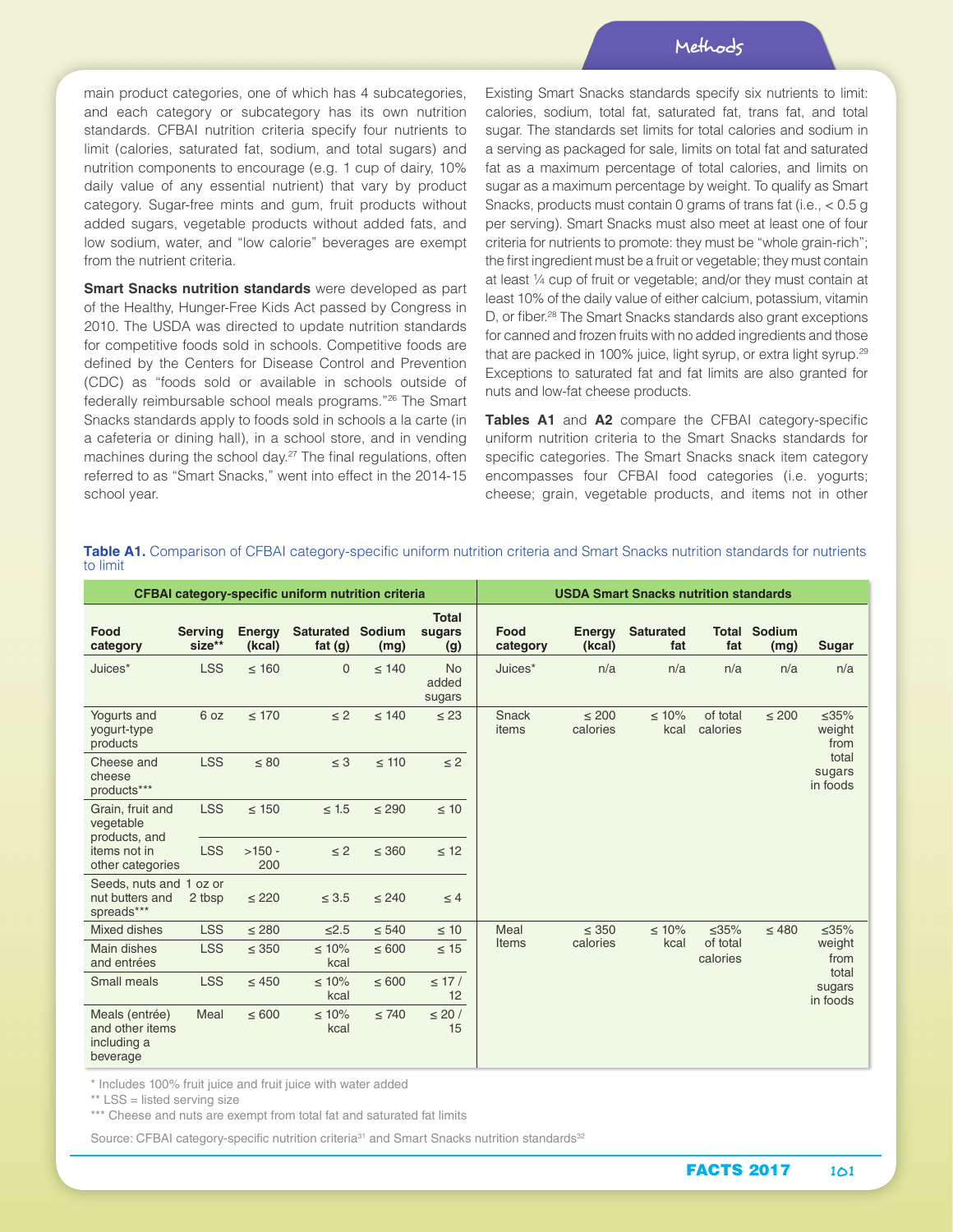main product categories, one of which has 4 subcategories, and each category or subcategory has its own nutrition standards. CFBAI nutrition criteria specify four nutrients to limit (calories, saturated fat, sodium, and total sugars) and nutrition components to encourage (e.g. 1 cup of dairy, 10% daily value of any essential nutrient) that vary by product category. Sugar-free mints and gum, fruit products without added sugars, vegetable products without added fats, and low sodium, water, and "low calorie" beverages are exempt from the nutrient criteria.

**Smart Snacks nutrition standards** were developed as part of the Healthy, Hunger-Free Kids Act passed by Congress in 2010. The USDA was directed to update nutrition standards for competitive foods sold in schools. Competitive foods are defined by the Centers for Disease Control and Prevention (CDC) as "foods sold or available in schools outside of federally reimbursable school meals programs."[26] The Smart Snacks standards apply to foods sold in schools a la carte (in a cafeteria or dining hall), in a school store, and in vending machines during the school day.[27] The final regulations, often referred to as "Smart Snacks," went into effect in the 2014-15 school year.

Existing Smart Snacks standards specify six nutrients to limit: calories, sodium, total fat, saturated fat, trans fat, and total sugar. The standards set limits for total calories and sodium in a serving as packaged for sale, limits on total fat and saturated fat as a maximum percentage of total calories, and limits on sugar as a maximum percentage by weight. To qualify as Smart Snacks, products must contain 0 grams of trans fat (i.e., < 0.5 g per serving). Smart Snacks must also meet at least one of four criteria for nutrients to promote: they must be "whole grain-rich"; the first ingredient must be a fruit or vegetable; they must contain at least ¼ cup of fruit or vegetable; and/or they must contain at least 10% of the daily value of either calcium, potassium, vitamin D, or fiber.[28] The Smart Snacks standards also grant exceptions for canned and frozen fruits with no added ingredients and those that are packed in 100% juice, light syrup, or extra light syrup.[29] Exceptions to saturated fat and fat limits are also granted for nuts and low-fat cheese products.

**Tables A1** and **A2** compare the CFBAI category-specific uniform nutrition criteria to the Smart Snacks standards for specific categories. The Smart Snacks snack item category encompasses four CFBAI food categories (i.e. yogurts; cheese; grain, vegetable products, and items not in other

**Table A1.** Comparison of CFBAI category-specific uniform nutrition criteria and Smart Snacks nutrition standards for nutrients to limit

| CFBAI category-specific uniform nutrition criteria | | | | | | USDA Smart Snacks nutrition standards | | | | | |
|---|---|---|---|---|---|---|---|---|---|---|---|
| Food category | Serving size** | Energy (kcal) | Saturated fat (g) | Sodium (mg) | Total sugars (g) | Food category | Energy (kcal) | Saturated fat | Total fat | Sodium (mg) | Sugar |
| Juices* | LSS | ≤ 160 | 0 | ≤ 140 | No added sugars | Juices* | n/a | n/a | n/a | n/a | n/a |
| Yogurts and yogurt-type products | 6 oz | ≤ 170 | ≤ 2 | ≤ 140 | ≤ 23 | Snack items | ≤ 200 calories | ≤ 10% kcal | of total calories | ≤ 200 | ≤35% weight from total sugars in foods |
| Cheese and cheese products*** | LSS | ≤ 80 | ≤ 3 | ≤ 110 | ≤ 2 | | | | | | |
| Grain, fruit and vegetable products, and items not in other categories | LSS | ≤ 150 | ≤ 1.5 | ≤ 290 | ≤ 10 | | | | | | |
| | LSS | >150 - 200 | ≤ 2 | ≤ 360 | ≤ 12 | | | | | | |
| Seeds, nuts and nut butters and spreads*** | 1 oz or 2 tbsp | ≤ 220 | ≤ 3.5 | ≤ 240 | ≤ 4 | | | | | | |
| Mixed dishes | LSS | ≤ 280 | ≤2.5 | ≤ 540 | ≤ 10 | Meal Items | ≤ 350 calories | ≤ 10% kcal | ≤35% of total calories | ≤ 480 | ≤35% weight from total sugars in foods |
| Main dishes and entrées | LSS | ≤ 350 | ≤ 10% kcal | ≤ 600 | ≤ 15 | | | | | | |
| Small meals | LSS | ≤ 450 | ≤ 10% kcal | ≤ 600 | ≤ 17 / 12 | | | | | | |
| Meals (entrée) and other items including a beverage | Meal | ≤ 600 | ≤ 10% kcal | ≤ 740 | ≤ 20 / 15 | | | | | | |

\* Includes 100% fruit juice and fruit juice with water added

** LSS = listed serving size

*** Cheese and nuts are exempt from total fat and saturated fat limits

Source: CFBAI category-specific nutrition criteria[31] and Smart Snacks nutrition standards[32]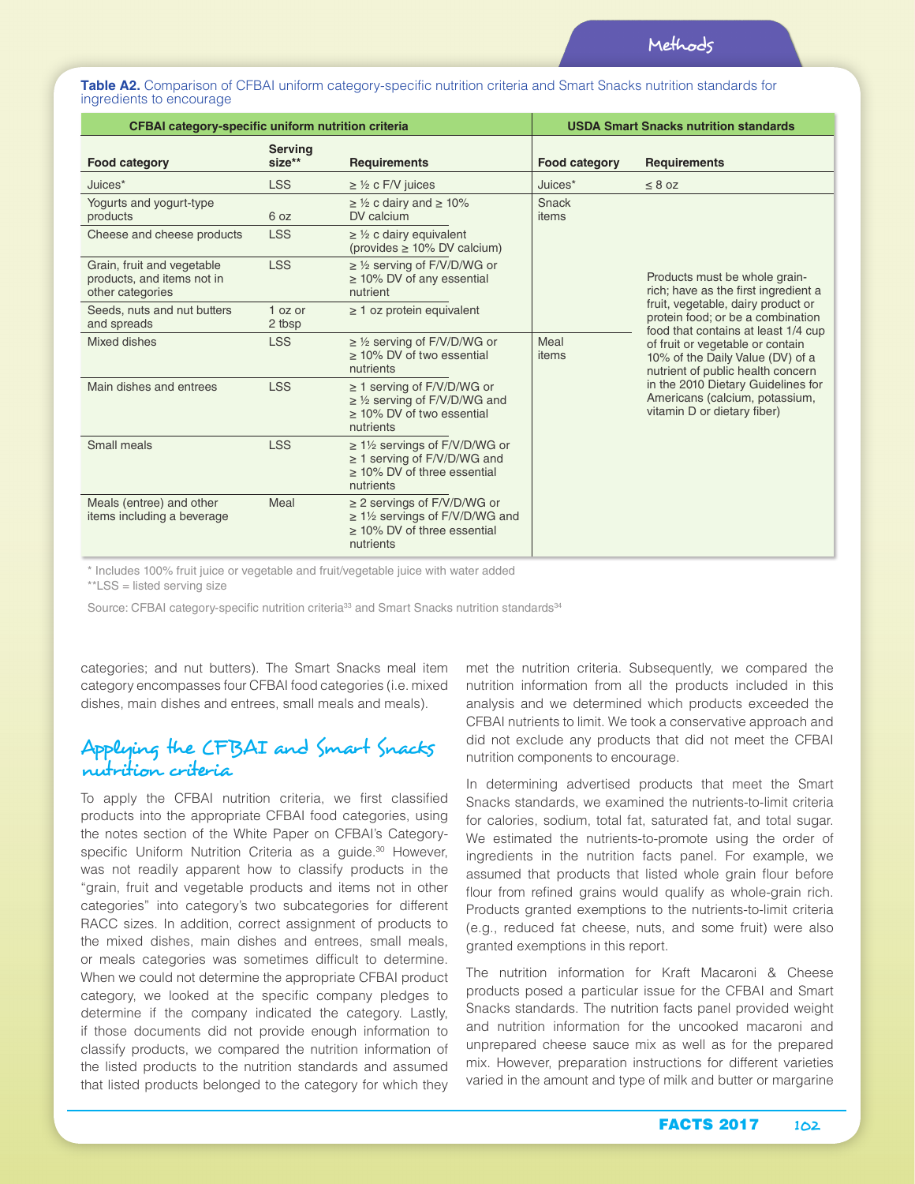**Table A2.** Comparison of CFBAI uniform category-specific nutrition criteria and Smart Snacks nutrition standards for ingredients to encourage

| CFBAI category-specific uniform nutrition criteria | | | USDA Smart Snacks nutrition standards | |
|---|---|---|---|---|
| **Food category** | **Serving size**** | **Requirements** | **Food category** | **Requirements** |
| Juices* | LSS | ≥ ½ c F/V juices | Juices* | ≤ 8 oz |
| Yogurts and yogurt-type products | 6 oz | ≥ ½ c dairy and ≥ 10% DV calcium | Snack items | Products must be whole grain-rich; have as the first ingredient a fruit, vegetable, dairy product or protein food; or be a combination food that contains at least 1/4 cup of fruit or vegetable or contain 10% of the Daily Value (DV) of a nutrient of public health concern in the 2010 Dietary Guidelines for Americans (calcium, potassium, vitamin D or dietary fiber) |
| Cheese and cheese products | LSS | ≥ ½ c dairy equivalent (provides ≥ 10% DV calcium) | | |
| Grain, fruit and vegetable products, and items not in other categories | LSS | ≥ ½ serving of F/V/D/WG or ≥ 10% DV of any essential nutrient | | |
| Seeds, nuts and nut butters and spreads | 1 oz or 2 tbsp | ≥ 1 oz protein equivalent | | |
| Mixed dishes | LSS | ≥ ½ serving of F/V/D/WG or ≥ 10% DV of two essential nutrients | Meal items | |
| Main dishes and entrees | LSS | ≥ 1 serving of F/V/D/WG or ≥ ½ serving of F/V/D/WG and ≥ 10% DV of two essential nutrients | | |
| Small meals | LSS | ≥ 1½ servings of F/V/D/WG or ≥ 1 serving of F/V/D/WG and ≥ 10% DV of three essential nutrients | | |
| Meals (entree) and other items including a beverage | Meal | ≥ 2 servings of F/V/D/WG or ≥ 1½ servings of F/V/D/WG and ≥ 10% DV of three essential nutrients | | |

\* Includes 100% fruit juice or vegetable and fruit/vegetable juice with water added

**LSS = listed serving size

Source: CFBAI category-specific nutrition criteria[33] and Smart Snacks nutrition standards[34]

categories; and nut butters). The Smart Snacks meal item category encompasses four CFBAI food categories (i.e. mixed dishes, main dishes and entrees, small meals and meals).

## Applying the CFBAI and Smart Snacks nutrition criteria

To apply the CFBAI nutrition criteria, we first classified products into the appropriate CFBAI food categories, using the notes section of the White Paper on CFBAI's Category-specific Uniform Nutrition Criteria as a guide.[30] However, was not readily apparent how to classify products in the "grain, fruit and vegetable products and items not in other categories" into category's two subcategories for different RACC sizes. In addition, correct assignment of products to the mixed dishes, main dishes and entrees, small meals, or meals categories was sometimes difficult to determine. When we could not determine the appropriate CFBAI product category, we looked at the specific company pledges to determine if the company indicated the category. Lastly, if those documents did not provide enough information to classify products, we compared the nutrition information of the listed products to the nutrition standards and assumed that listed products belonged to the category for which they met the nutrition criteria. Subsequently, we compared the nutrition information from all the products included in this analysis and we determined which products exceeded the CFBAI nutrients to limit. We took a conservative approach and did not exclude any products that did not meet the CFBAI nutrition components to encourage.

In determining advertised products that meet the Smart Snacks standards, we examined the nutrients-to-limit criteria for calories, sodium, total fat, saturated fat, and total sugar. We estimated the nutrients-to-promote using the order of ingredients in the nutrition facts panel. For example, we assumed that products that listed whole grain flour before flour from refined grains would qualify as whole-grain rich. Products granted exemptions to the nutrients-to-limit criteria (e.g., reduced fat cheese, nuts, and some fruit) were also granted exemptions in this report.

The nutrition information for Kraft Macaroni & Cheese products posed a particular issue for the CFBAI and Smart Snacks standards. The nutrition facts panel provided weight and nutrition information for the uncooked macaroni and unprepared cheese sauce mix as well as for the prepared mix. However, preparation instructions for different varieties varied in the amount and type of milk and butter or margarine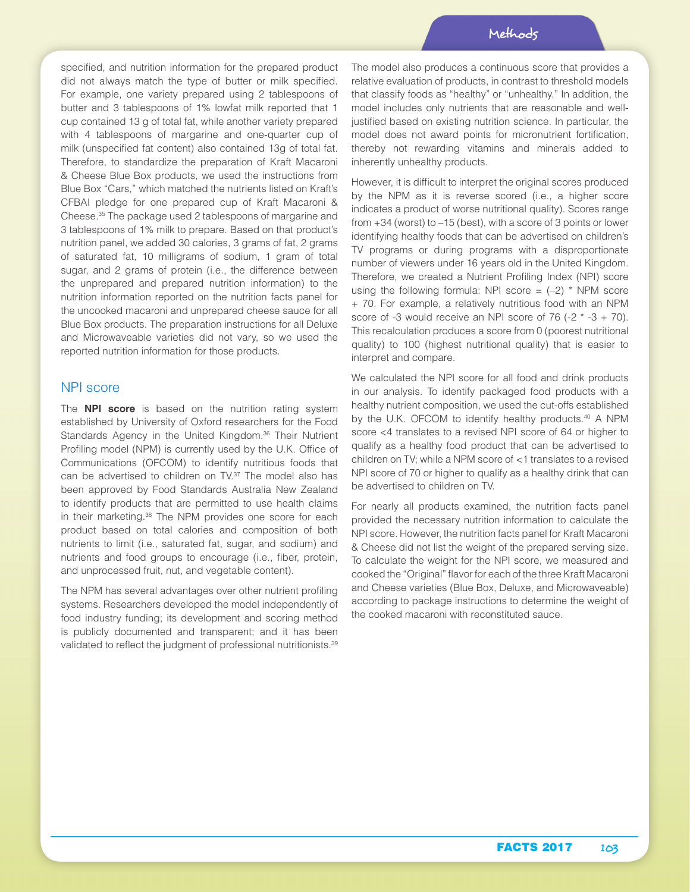specified, and nutrition information for the prepared product did not always match the type of butter or milk specified. For example, one variety prepared using 2 tablespoons of butter and 3 tablespoons of 1% lowfat milk reported that 1 cup contained 13 g of total fat, while another variety prepared with 4 tablespoons of margarine and one-quarter cup of milk (unspecified fat content) also contained 13g of total fat. Therefore, to standardize the preparation of Kraft Macaroni & Cheese Blue Box products, we used the instructions from Blue Box "Cars," which matched the nutrients listed on Kraft's CFBAI pledge for one prepared cup of Kraft Macaroni & Cheese.[35] The package used 2 tablespoons of margarine and 3 tablespoons of 1% milk to prepare. Based on that product's nutrition panel, we added 30 calories, 3 grams of fat, 2 grams of saturated fat, 10 milligrams of sodium, 1 gram of total sugar, and 2 grams of protein (i.e., the difference between the unprepared and prepared nutrition information) to the nutrition information reported on the nutrition facts panel for the uncooked macaroni and unprepared cheese sauce for all Blue Box products. The preparation instructions for all Deluxe and Microwaveable varieties did not vary, so we used the reported nutrition information for those products.

## NPI score

The **NPI score** is based on the nutrition rating system established by University of Oxford researchers for the Food Standards Agency in the United Kingdom.[36] Their Nutrient Profiling model (NPM) is currently used by the U.K. Office of Communications (OFCOM) to identify nutritious foods that can be advertised to children on TV.[37] The model also has been approved by Food Standards Australia New Zealand to identify products that are permitted to use health claims in their marketing.[38] The NPM provides one score for each product based on total calories and composition of both nutrients to limit (i.e., saturated fat, sugar, and sodium) and nutrients and food groups to encourage (i.e., fiber, protein, and unprocessed fruit, nut, and vegetable content).

The NPM has several advantages over other nutrient profiling systems. Researchers developed the model independently of food industry funding; its development and scoring method is publicly documented and transparent; and it has been validated to reflect the judgment of professional nutritionists.[39] The model also produces a continuous score that provides a relative evaluation of products, in contrast to threshold models that classify foods as "healthy" or "unhealthy." In addition, the model includes only nutrients that are reasonable and well-justified based on existing nutrition science. In particular, the model does not award points for micronutrient fortification, thereby not rewarding vitamins and minerals added to inherently unhealthy products.

However, it is difficult to interpret the original scores produced by the NPM as it is reverse scored (i.e., a higher score indicates a product of worse nutritional quality). Scores range from +34 (worst) to –15 (best), with a score of 3 points or lower identifying healthy foods that can be advertised on children's TV programs or during programs with a disproportionate number of viewers under 16 years old in the United Kingdom. Therefore, we created a Nutrient Profiling Index (NPI) score using the following formula: NPI score = (–2) * NPM score + 70. For example, a relatively nutritious food with an NPM score of -3 would receive an NPI score of 76 (-2 * -3 + 70). This recalculation produces a score from 0 (poorest nutritional quality) to 100 (highest nutritional quality) that is easier to interpret and compare.

We calculated the NPI score for all food and drink products in our analysis. To identify packaged food products with a healthy nutrient composition, we used the cut-offs established by the U.K. OFCOM to identify healthy products.[40] A NPM score <4 translates to a revised NPI score of 64 or higher to qualify as a healthy food product that can be advertised to children on TV; while a NPM score of <1 translates to a revised NPI score of 70 or higher to qualify as a healthy drink that can be advertised to children on TV.

For nearly all products examined, the nutrition facts panel provided the necessary nutrition information to calculate the NPI score. However, the nutrition facts panel for Kraft Macaroni & Cheese did not list the weight of the prepared serving size. To calculate the weight for the NPI score, we measured and cooked the "Original" flavor for each of the three Kraft Macaroni and Cheese varieties (Blue Box, Deluxe, and Microwaveable) according to package instructions to determine the weight of the cooked macaroni with reconstituted sauce.